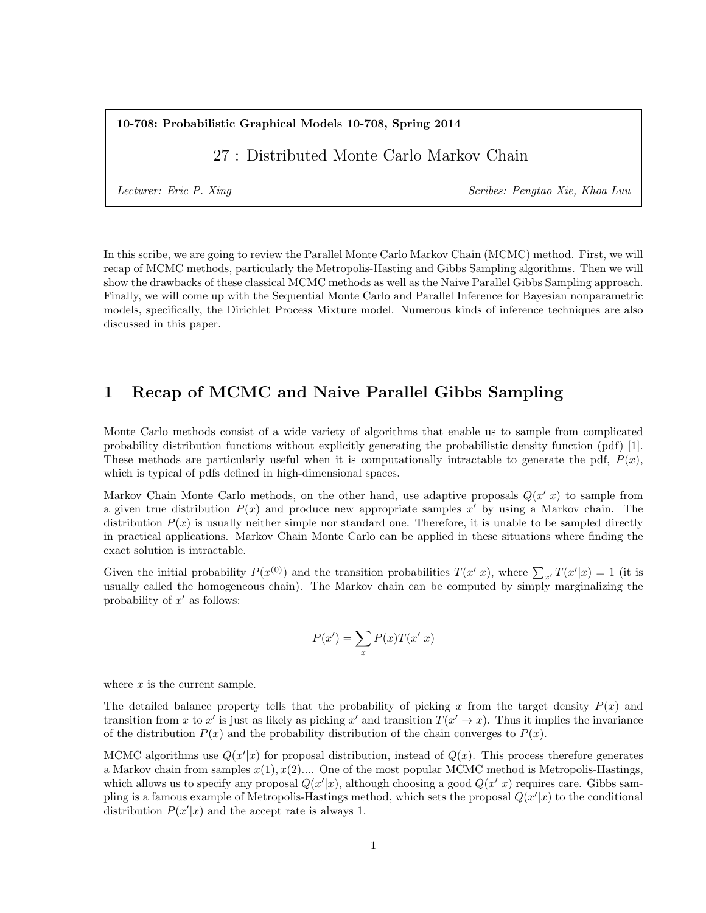**10-708: Probabilistic Graphical Models 10-708, Spring 2014**

# 27 : Distributed Monte Carlo Markov Chain

*Lecturer: Eric P. Xing* *Scribes: Pengtao Xie, Khoa Luu*

In this scribe, we are going to review the Parallel Monte Carlo Markov Chain (MCMC) method. First, we will recap of MCMC methods, particularly the Metropolis-Hasting and Gibbs Sampling algorithms. Then we will show the drawbacks of these classical MCMC methods as well as the Naive Parallel Gibbs Sampling approach. Finally, we will come up with the Sequential Monte Carlo and Parallel Inference for Bayesian nonparametric models, specifically, the Dirichlet Process Mixture model. Numerous kinds of inference techniques are also discussed in this paper.

## 1 Recap of MCMC and Naive Parallel Gibbs Sampling

Monte Carlo methods consist of a wide variety of algorithms that enable us to sample from complicated probability distribution functions without explicitly generating the probabilistic density function (pdf) [1]. These methods are particularly useful when it is computationally intractable to generate the pdf, $P(x)$, which is typical of pdfs defined in high-dimensional spaces.

Markov Chain Monte Carlo methods, on the other hand, use adaptive proposals $Q(x'|x)$ to sample from a given true distribution $P(x)$ and produce new appropriate samples $x'$ by using a Markov chain. The distribution $P(x)$ is usually neither simple nor standard one. Therefore, it is unable to be sampled directly in practical applications. Markov Chain Monte Carlo can be applied in these situations where finding the exact solution is intractable.

Given the initial probability $P(x^{(0)})$ and the transition probabilities $T(x'|x)$, where $\sum_{x'} T(x'|x) = 1$ (it is usually called the homogeneous chain). The Markov chain can be computed by simply marginalizing the probability of $x'$ as follows:

$$P(x') = \sum_{x} P(x)T(x'|x)$$

where $x$ is the current sample.

The detailed balance property tells that the probability of picking $x$ from the target density $P(x)$ and transition from $x$ to $x'$ is just as likely as picking $x'$ and transition $T(x' \to x)$. Thus it implies the invariance of the distribution $P(x)$ and the probability distribution of the chain converges to $P(x)$.

MCMC algorithms use $Q(x'|x)$ for proposal distribution, instead of $Q(x)$. This process therefore generates a Markov chain from samples $x(1), x(2)$.... One of the most popular MCMC method is Metropolis-Hastings, which allows us to specify any proposal $Q(x'|x)$, although choosing a good $Q(x'|x)$ requires care. Gibbs sampling is a famous example of Metropolis-Hastings method, which sets the proposal $Q(x'|x)$ to the conditional distribution $P(x'|x)$ and the accept rate is always 1.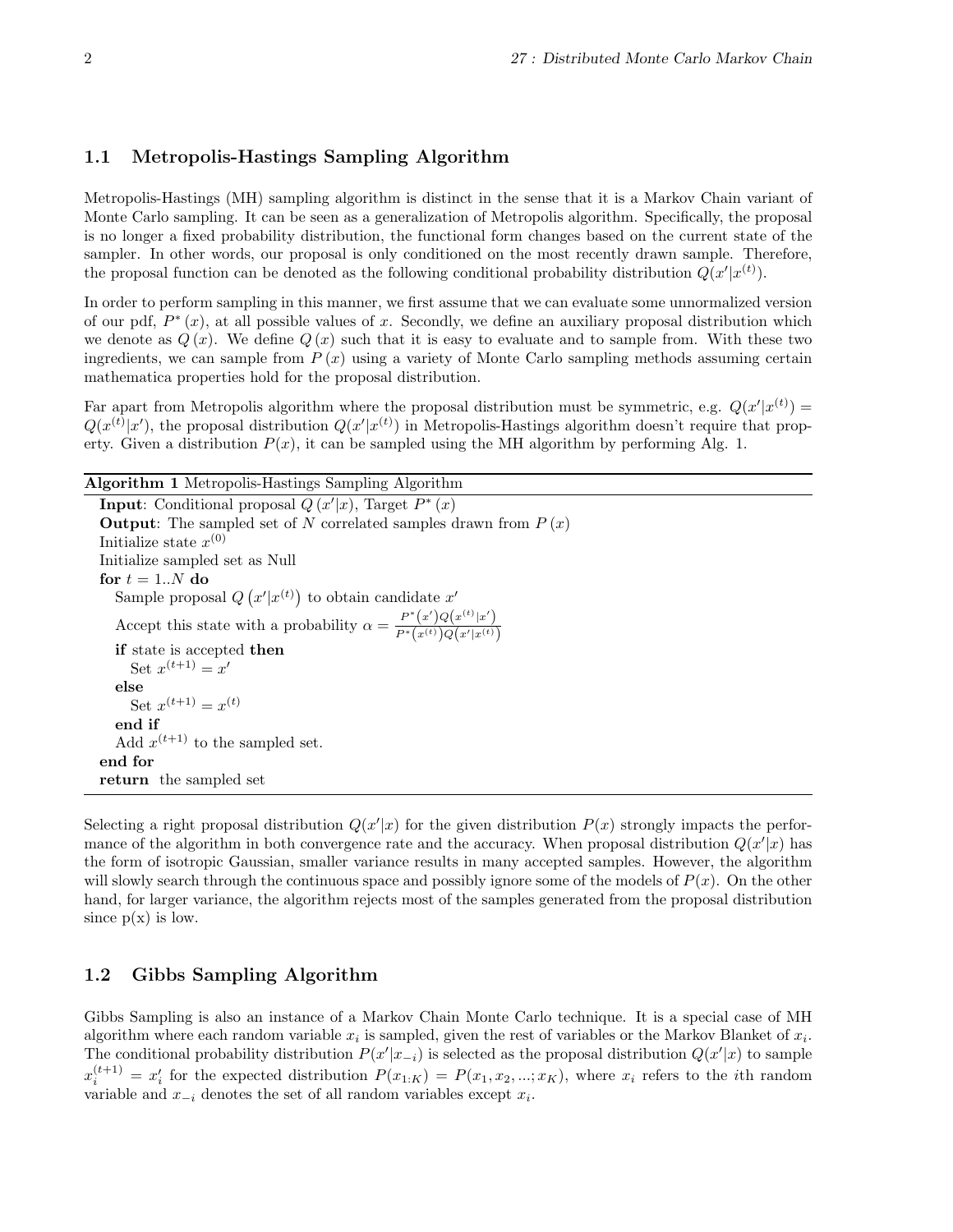## 1.1 Metropolis-Hastings Sampling Algorithm

Metropolis-Hastings (MH) sampling algorithm is distinct in the sense that it is a Markov Chain variant of Monte Carlo sampling. It can be seen as a generalization of Metropolis algorithm. Specifically, the proposal is no longer a fixed probability distribution, the functional form changes based on the current state of the sampler. In other words, our proposal is only conditioned on the most recently drawn sample. Therefore, the proposal function can be denoted as the following conditional probability distribution $Q(x'|x^{(t)})$.

In order to perform sampling in this manner, we first assume that we can evaluate some unnormalized version of our pdf, $P^*(x)$, at all possible values of $x$. Secondly, we define an auxiliary proposal distribution which we denote as $Q(x)$. We define $Q(x)$ such that it is easy to evaluate and to sample from. With these two ingredients, we can sample from $P(x)$ using a variety of Monte Carlo sampling methods assuming certain mathematica properties hold for the proposal distribution.

Far apart from Metropolis algorithm where the proposal distribution must be symmetric, e.g. $Q(x'|x^{(t)}) = Q(x^{(t)}|x')$, the proposal distribution $Q(x'|x^{(t)})$ in Metropolis-Hastings algorithm doesn't require that property. Given a distribution $P(x)$, it can be sampled using the MH algorithm by performing Alg. 1.

**Algorithm 1** Metropolis-Hastings Sampling Algorithm

**Input**: Conditional proposal $Q(x'|x)$, Target $P^*(x)$
**Output**: The sampled set of $N$ correlated samples drawn from $P(x)$
Initialize state $x^{(0)}$
Initialize sampled set as Null
**for** $t = 1..N$ **do**
  Sample proposal $Q(x'|x^{(t)})$ to obtain candidate $x'$
  Accept this state with a probability $\alpha = \frac{P^*(x')Q(x^{(t)}|x')}{P^*(x^{(t)})Q(x'|x^{(t)})}$
  **if** state is accepted **then**
    Set $x^{(t+1)} = x'$
  **else**
    Set $x^{(t+1)} = x^{(t)}$
  **end if**
  Add $x^{(t+1)}$ to the sampled set.
**end for**
**return** the sampled set

Selecting a right proposal distribution $Q(x'|x)$ for the given distribution $P(x)$ strongly impacts the performance of the algorithm in both convergence rate and the accuracy. When proposal distribution $Q(x'|x)$ has the form of isotropic Gaussian, smaller variance results in many accepted samples. However, the algorithm will slowly search through the continuous space and possibly ignore some of the models of $P(x)$. On the other hand, for larger variance, the algorithm rejects most of the samples generated from the proposal distribution since p(x) is low.

## 1.2 Gibbs Sampling Algorithm

Gibbs Sampling is also an instance of a Markov Chain Monte Carlo technique. It is a special case of MH algorithm where each random variable $x_i$ is sampled, given the rest of variables or the Markov Blanket of $x_i$. The conditional probability distribution $P(x'|x_{-i})$ is selected as the proposal distribution $Q(x'|x)$ to sample $x_i^{(t+1)} = x_i'$ for the expected distribution $P(x_{1:K}) = P(x_1, x_2, ...; x_K)$, where $x_i$ refers to the $i$th random variable and $x_{-i}$ denotes the set of all random variables except $x_i$.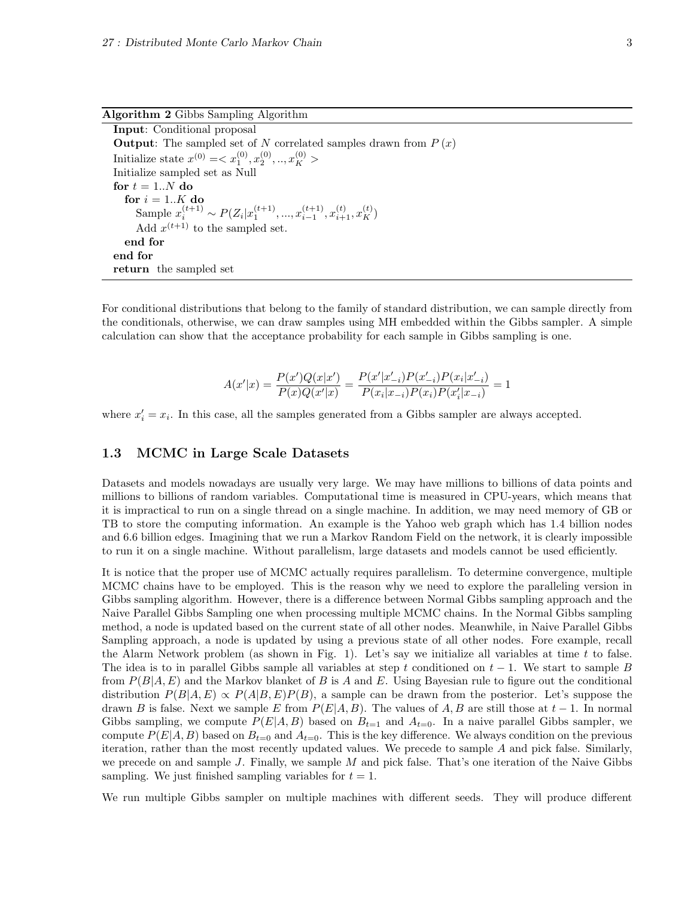**Algorithm 2** Gibbs Sampling Algorithm

**Input**: Conditional proposal
**Output**: The sampled set of $N$ correlated samples drawn from $P(x)$
Initialize state $x^{(0)} = < x_1^{(0)}, x_2^{(0)}, .., x_K^{(0)} >$
Initialize sampled set as Null
**for** $t = 1..N$ **do**
  **for** $i = 1..K$ **do**
    Sample $x_i^{(t+1)} \sim P(Z_i | x_1^{(t+1)}, ..., x_{i-1}^{(t+1)}, x_{i+1}^{(t)}, x_K^{(t)})$
    Add $x^{(t+1)}$ to the sampled set.
  **end for**
**end for**
**return** the sampled set

For conditional distributions that belong to the family of standard distribution, we can sample directly from the conditionals, otherwise, we can draw samples using MH embedded within the Gibbs sampler. A simple calculation can show that the acceptance probability for each sample in Gibbs sampling is one.

$$A(x'|x) = \frac{P(x')Q(x|x')}{P(x)Q(x'|x)} = \frac{P(x'|x'_{-i})P(x'_{-i})P(x_i|x'_{-i})}{P(x_i|x_{-i})P(x_i)P(x'_i|x_{-i})} = 1$$

where $x'_i = x_i$. In this case, all the samples generated from a Gibbs sampler are always accepted.

## 1.3 MCMC in Large Scale Datasets

Datasets and models nowadays are usually very large. We may have millions to billions of data points and millions to billions of random variables. Computational time is measured in CPU-years, which means that it is impractical to run on a single thread on a single machine. In addition, we may need memory of GB or TB to store the computing information. An example is the Yahoo web graph which has 1.4 billion nodes and 6.6 billion edges. Imagining that we run a Markov Random Field on the network, it is clearly impossible to run it on a single machine. Without parallelism, large datasets and models cannot be used efficiently.

It is notice that the proper use of MCMC actually requires parallelism. To determine convergence, multiple MCMC chains have to be employed. This is the reason why we need to explore the paralleling version in Gibbs sampling algorithm. However, there is a difference between Normal Gibbs sampling approach and the Naive Parallel Gibbs Sampling one when processing multiple MCMC chains. In the Normal Gibbs sampling method, a node is updated based on the current state of all other nodes. Meanwhile, in Naive Parallel Gibbs Sampling approach, a node is updated by using a previous state of all other nodes. Fore example, recall the Alarm Network problem (as shown in Fig. 1). Let's say we initialize all variables at time $t$ to false. The idea is to in parallel Gibbs sample all variables at step $t$ conditioned on $t-1$. We start to sample $B$ from $P(B|A, E)$ and the Markov blanket of $B$ is $A$ and $E$. Using Bayesian rule to figure out the conditional distribution $P(B|A, E) \propto P(A|B, E)P(B)$, a sample can be drawn from the posterior. Let's suppose the drawn $B$ is false. Next we sample $E$ from $P(E|A, B)$. The values of $A, B$ are still those at $t-1$. In normal Gibbs sampling, we compute $P(E|A, B)$ based on $B_{t=1}$ and $A_{t=0}$. In a naive parallel Gibbs sampler, we compute $P(E|A, B)$ based on $B_{t=0}$ and $A_{t=0}$. This is the key difference. We always condition on the previous iteration, rather than the most recently updated values. We precede to sample $A$ and pick false. Similarly, we precede on and sample $J$. Finally, we sample $M$ and pick false. That's one iteration of the Naive Gibbs sampling. We just finished sampling variables for $t = 1$.

We run multiple Gibbs sampler on multiple machines with different seeds. They will produce different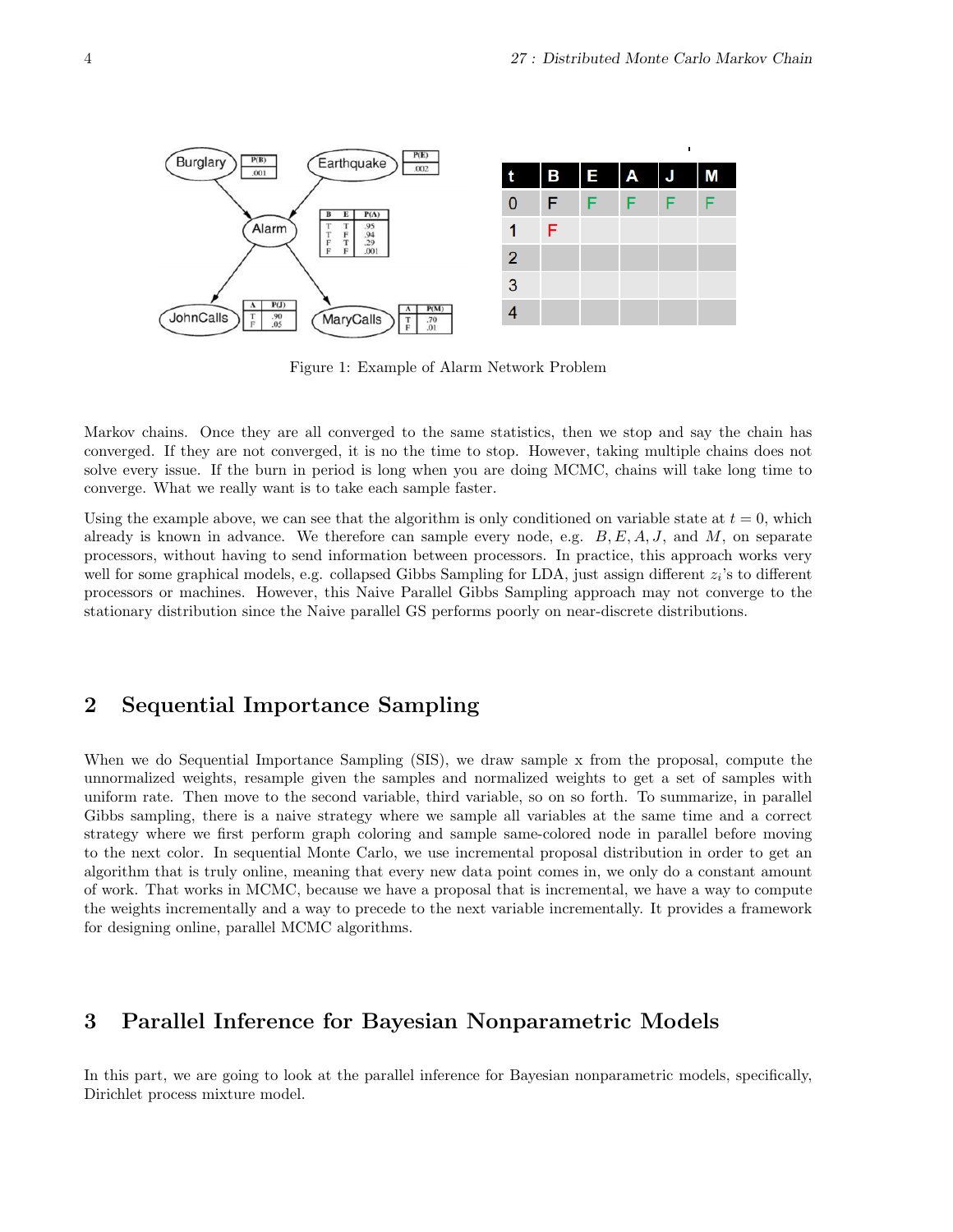| t | B | E | A | J | M |
|---|---|---|---|---|---|
| 0 | F | F | F | F | F |
| 1 | F | | | | |
| 2 | | | | | |
| 3 | | | | | |
| 4 | | | | | |

Figure 1: Example of Alarm Network Problem

Markov chains. Once they are all converged to the same statistics, then we stop and say the chain has converged. If they are not converged, it is no the time to stop. However, taking multiple chains does not solve every issue. If the burn in period is long when you are doing MCMC, chains will take long time to converge. What we really want is to take each sample faster.

Using the example above, we can see that the algorithm is only conditioned on variable state at $t = 0$, which already is known in advance. We therefore can sample every node, e.g. $B, E, A, J$, and $M$, on separate processors, without having to send information between processors. In practice, this approach works very well for some graphical models, e.g. collapsed Gibbs Sampling for LDA, just assign different $z_i$'s to different processors or machines. However, this Naive Parallel Gibbs Sampling approach may not converge to the stationary distribution since the Naive parallel GS performs poorly on near-discrete distributions.

## 2 Sequential Importance Sampling

When we do Sequential Importance Sampling (SIS), we draw sample x from the proposal, compute the unnormalized weights, resample given the samples and normalized weights to get a set of samples with uniform rate. Then move to the second variable, third variable, so on so forth. To summarize, in parallel Gibbs sampling, there is a naive strategy where we sample all variables at the same time and a correct strategy where we first perform graph coloring and sample same-colored node in parallel before moving to the next color. In sequential Monte Carlo, we use incremental proposal distribution in order to get an algorithm that is truly online, meaning that every new data point comes in, we only do a constant amount of work. That works in MCMC, because we have a proposal that is incremental, we have a way to compute the weights incrementally and a way to precede to the next variable incrementally. It provides a framework for designing online, parallel MCMC algorithms.

## 3 Parallel Inference for Bayesian Nonparametric Models

In this part, we are going to look at the parallel inference for Bayesian nonparametric models, specifically, Dirichlet process mixture model.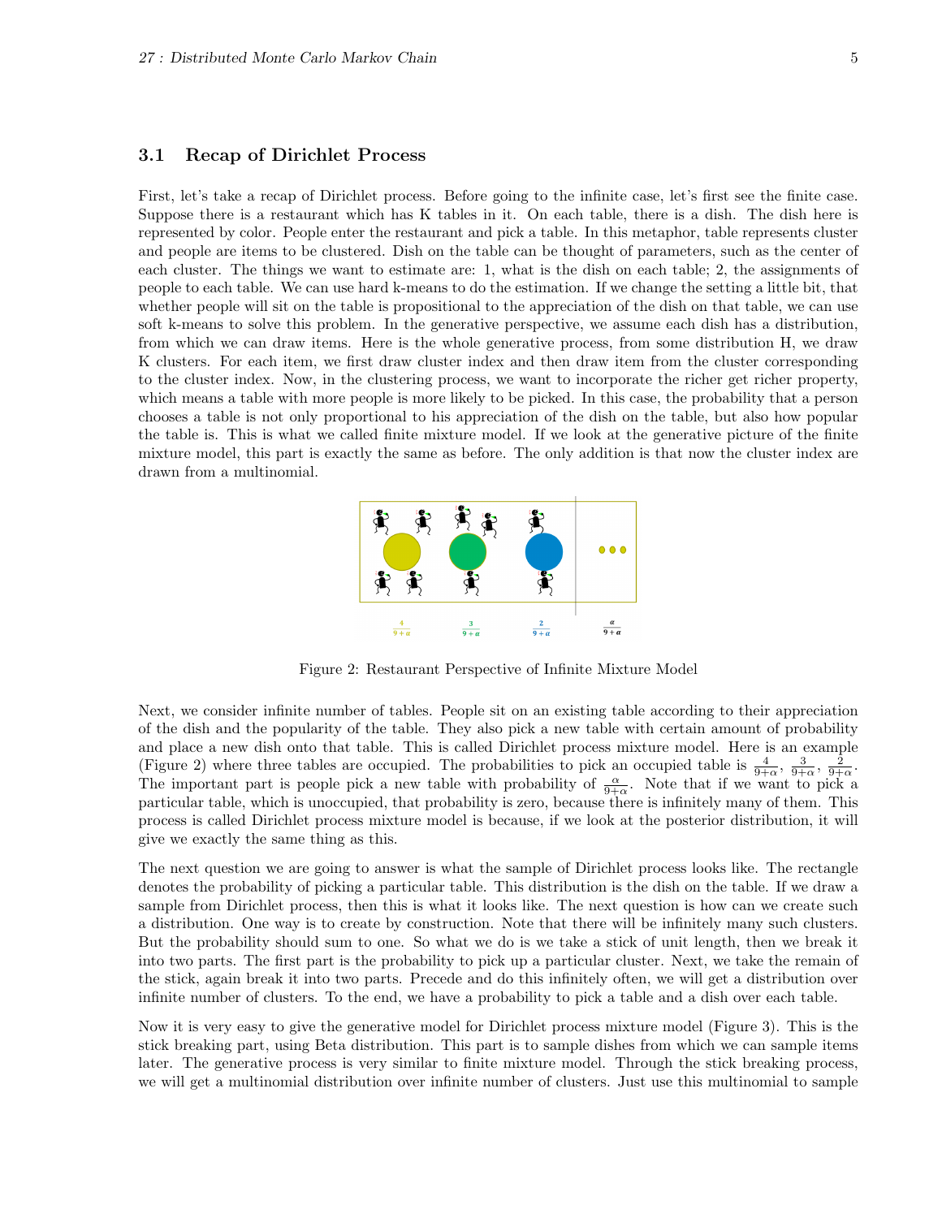### 3.1 Recap of Dirichlet Process

First, let's take a recap of Dirichlet process. Before going to the infinite case, let's first see the finite case. Suppose there is a restaurant which has K tables in it. On each table, there is a dish. The dish here is represented by color. People enter the restaurant and pick a table. In this metaphor, table represents cluster and people are items to be clustered. Dish on the table can be thought of parameters, such as the center of each cluster. The things we want to estimate are: 1, what is the dish on each table; 2, the assignments of people to each table. We can use hard k-means to do the estimation. If we change the setting a little bit, that whether people will sit on the table is propositional to the appreciation of the dish on that table, we can use soft k-means to solve this problem. In the generative perspective, we assume each dish has a distribution, from which we can draw items. Here is the whole generative process, from some distribution H, we draw K clusters. For each item, we first draw cluster index and then draw item from the cluster corresponding to the cluster index. Now, in the clustering process, we want to incorporate the richer get richer property, which means a table with more people is more likely to be picked. In this case, the probability that a person chooses a table is not only proportional to his appreciation of the dish on the table, but also how popular the table is. This is what we called finite mixture model. If we look at the generative picture of the finite mixture model, this part is exactly the same as before. The only addition is that now the cluster index are drawn from a multinomial.

Figure 2: Restaurant Perspective of Infinite Mixture Model

Next, we consider infinite number of tables. People sit on an existing table according to their appreciation of the dish and the popularity of the table. They also pick a new table with certain amount of probability and place a new dish onto that table. This is called Dirichlet process mixture model. Here is an example (Figure 2) where three tables are occupied. The probabilities to pick an occupied table is $\frac{4}{9+\alpha}$, $\frac{3}{9+\alpha}$, $\frac{2}{9+\alpha}$. The important part is people pick a new table with probability of $\frac{\alpha}{9+\alpha}$. Note that if we want to pick a particular table, which is unoccupied, that probability is zero, because there is infinitely many of them. This process is called Dirichlet process mixture model is because, if we look at the posterior distribution, it will give we exactly the same thing as this.

The next question we are going to answer is what the sample of Dirichlet process looks like. The rectangle denotes the probability of picking a particular table. This distribution is the dish on the table. If we draw a sample from Dirichlet process, then this is what it looks like. The next question is how can we create such a distribution. One way is to create by construction. Note that there will be infinitely many such clusters. But the probability should sum to one. So what we do is we take a stick of unit length, then we break it into two parts. The first part is the probability to pick up a particular cluster. Next, we take the remain of the stick, again break it into two parts. Precede and do this infinitely often, we will get a distribution over infinite number of clusters. To the end, we have a probability to pick a table and a dish over each table.

Now it is very easy to give the generative model for Dirichlet process mixture model (Figure 3). This is the stick breaking part, using Beta distribution. This part is to sample dishes from which we can sample items later. The generative process is very similar to finite mixture model. Through the stick breaking process, we will get a multinomial distribution over infinite number of clusters. Just use this multinomial to sample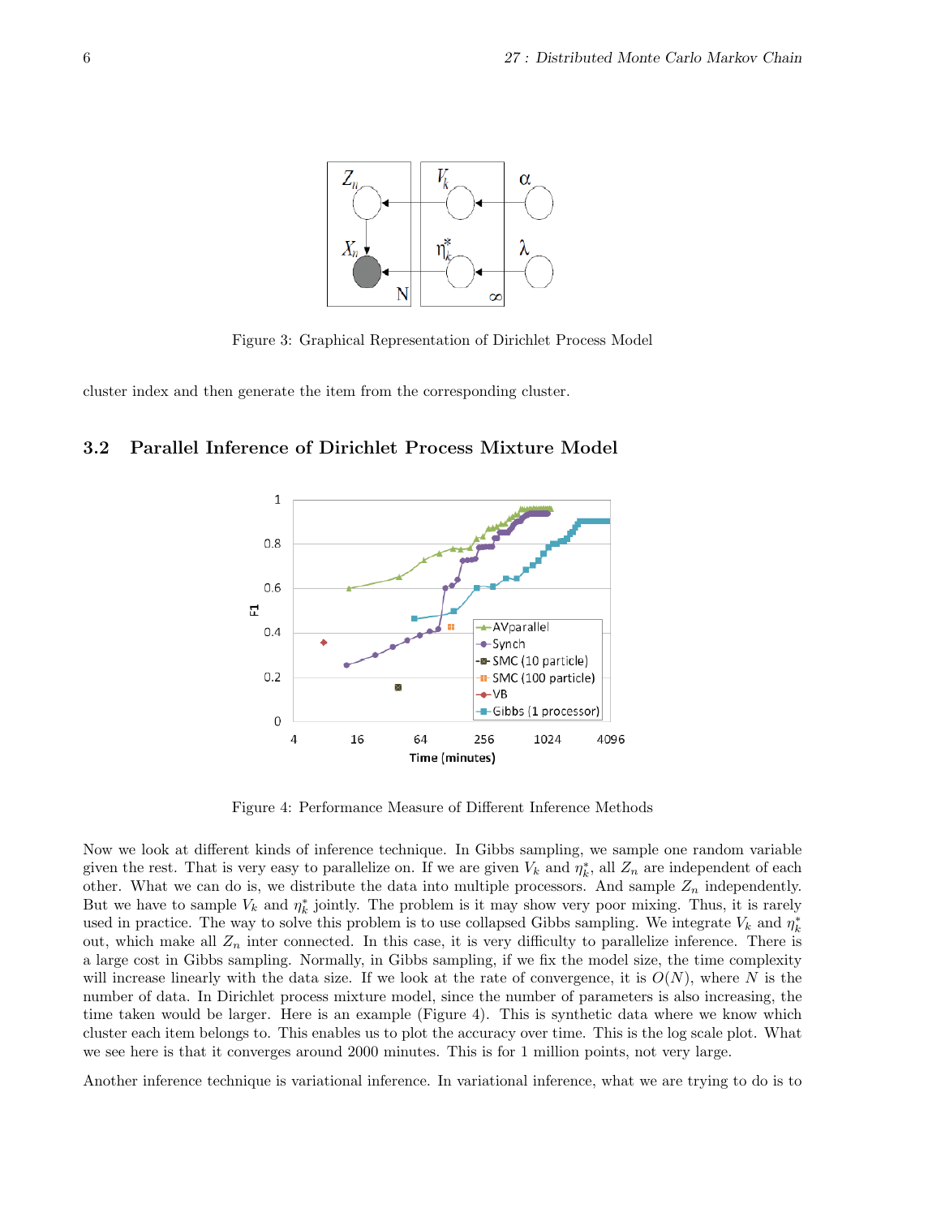Figure 3: Graphical Representation of Dirichlet Process Model

cluster index and then generate the item from the corresponding cluster.

### 3.2 Parallel Inference of Dirichlet Process Mixture Model

Figure 4: Performance Measure of Different Inference Methods

Now we look at different kinds of inference technique. In Gibbs sampling, we sample one random variable given the rest. That is very easy to parallelize on. If we are given $V_k$ and $\eta_k^*$, all $Z_n$ are independent of each other. What we can do is, we distribute the data into multiple processors. And sample $Z_n$ independently. But we have to sample $V_k$ and $\eta_k^*$ jointly. The problem is it may show very poor mixing. Thus, it is rarely used in practice. The way to solve this problem is to use collapsed Gibbs sampling. We integrate $V_k$ and $\eta_k^*$ out, which make all $Z_n$ inter connected. In this case, it is very difficulty to parallelize inference. There is a large cost in Gibbs sampling. Normally, in Gibbs sampling, if we fix the model size, the time complexity will increase linearly with the data size. If we look at the rate of convergence, it is $O(N)$, where $N$ is the number of data. In Dirichlet process mixture model, since the number of parameters is also increasing, the time taken would be larger. Here is an example (Figure 4). This is synthetic data where we know which cluster each item belongs to. This enables us to plot the accuracy over time. This is the log scale plot. What we see here is that it converges around 2000 minutes. This is for 1 million points, not very large.

Another inference technique is variational inference. In variational inference, what we are trying to do is to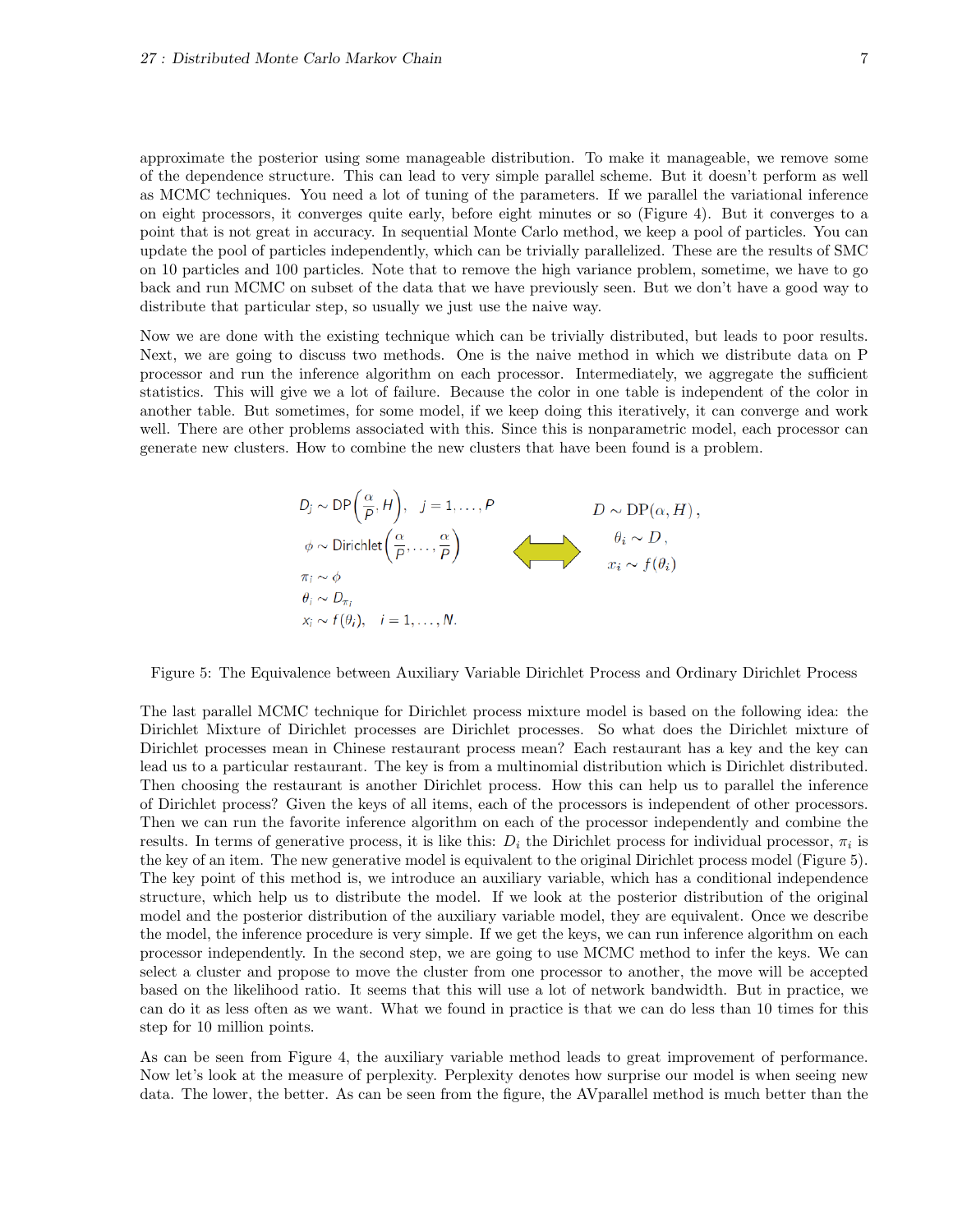approximate the posterior using some manageable distribution. To make it manageable, we remove some of the dependence structure. This can lead to very simple parallel scheme. But it doesn't perform as well as MCMC techniques. You need a lot of tuning of the parameters. If we parallel the variational inference on eight processors, it converges quite early, before eight minutes or so (Figure 4). But it converges to a point that is not great in accuracy. In sequential Monte Carlo method, we keep a pool of particles. You can update the pool of particles independently, which can be trivially parallelized. These are the results of SMC on 10 particles and 100 particles. Note that to remove the high variance problem, sometime, we have to go back and run MCMC on subset of the data that we have previously seen. But we don't have a good way to distribute that particular step, so usually we just use the naive way.

Now we are done with the existing technique which can be trivially distributed, but leads to poor results. Next, we are going to discuss two methods. One is the naive method in which we distribute data on P processor and run the inference algorithm on each processor. Intermediately, we aggregate the sufficient statistics. This will give we a lot of failure. Because the color in one table is independent of the color in another table. But sometimes, for some model, if we keep doing this iteratively, it can converge and work well. There are other problems associated with this. Since this is nonparametric model, each processor can generate new clusters. How to combine the new clusters that have been found is a problem.

$$
\begin{aligned}
D_j &\sim \mathrm{DP}\left(\frac{\alpha}{P}, H\right), \quad j = 1, \ldots, P \\
\phi &\sim \mathrm{Dirichlet}\left(\frac{\alpha}{P}, \ldots, \frac{\alpha}{P}\right) \\
\pi_i &\sim \phi \\
\theta_i &\sim D_{\pi_i} \\
x_i &\sim f(\theta_i), \quad i = 1, \ldots, N.
\end{aligned}
\qquad \Longleftrightarrow \qquad
\begin{aligned}
D &\sim \mathrm{DP}(\alpha, H), \\
\theta_i &\sim D, \\
x_i &\sim f(\theta_i)
\end{aligned}
$$

Figure 5: The Equivalence between Auxiliary Variable Dirichlet Process and Ordinary Dirichlet Process

The last parallel MCMC technique for Dirichlet process mixture model is based on the following idea: the Dirichlet Mixture of Dirichlet processes are Dirichlet processes. So what does the Dirichlet mixture of Dirichlet processes mean in Chinese restaurant process mean? Each restaurant has a key and the key can lead us to a particular restaurant. The key is from a multinomial distribution which is Dirichlet distributed. Then choosing the restaurant is another Dirichlet process. How this can help us to parallel the inference of Dirichlet process? Given the keys of all items, each of the processors is independent of other processors. Then we can run the favorite inference algorithm on each of the processor independently and combine the results. In terms of generative process, it is like this: $D_i$ the Dirichlet process for individual processor, $\pi_i$ is the key of an item. The new generative model is equivalent to the original Dirichlet process model (Figure 5). The key point of this method is, we introduce an auxiliary variable, which has a conditional independence structure, which help us to distribute the model. If we look at the posterior distribution of the original model and the posterior distribution of the auxiliary variable model, they are equivalent. Once we describe the model, the inference procedure is very simple. If we get the keys, we can run inference algorithm on each processor independently. In the second step, we are going to use MCMC method to infer the keys. We can select a cluster and propose to move the cluster from one processor to another, the move will be accepted based on the likelihood ratio. It seems that this will use a lot of network bandwidth. But in practice, we can do it as less often as we want. What we found in practice is that we can do less than 10 times for this step for 10 million points.

As can be seen from Figure 4, the auxiliary variable method leads to great improvement of performance. Now let's look at the measure of perplexity. Perplexity denotes how surprise our model is when seeing new data. The lower, the better. As can be seen from the figure, the AVparallel method is much better than the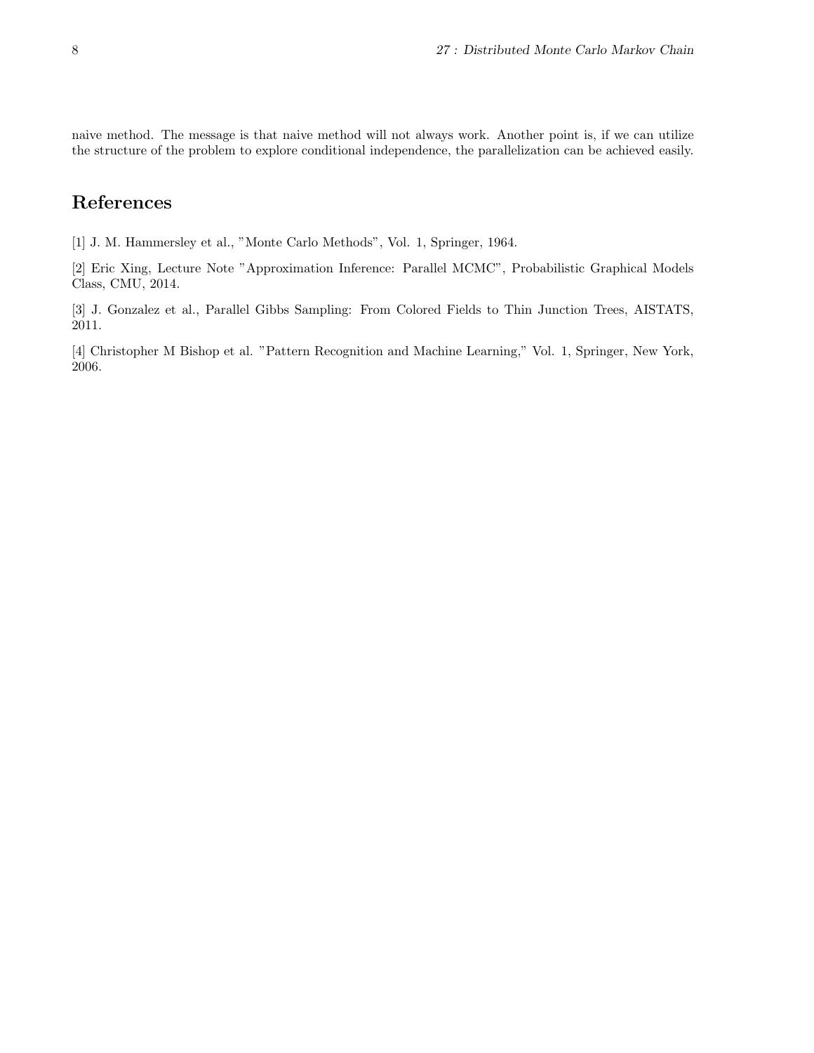naive method. The message is that naive method will not always work. Another point is, if we can utilize the structure of the problem to explore conditional independence, the parallelization can be achieved easily.

## References

[1] J. M. Hammersley et al., "Monte Carlo Methods", Vol. 1, Springer, 1964.

[2] Eric Xing, Lecture Note "Approximation Inference: Parallel MCMC", Probabilistic Graphical Models Class, CMU, 2014.

[3] J. Gonzalez et al., Parallel Gibbs Sampling: From Colored Fields to Thin Junction Trees, AISTATS, 2011.

[4] Christopher M Bishop et al. "Pattern Recognition and Machine Learning," Vol. 1, Springer, New York, 2006.